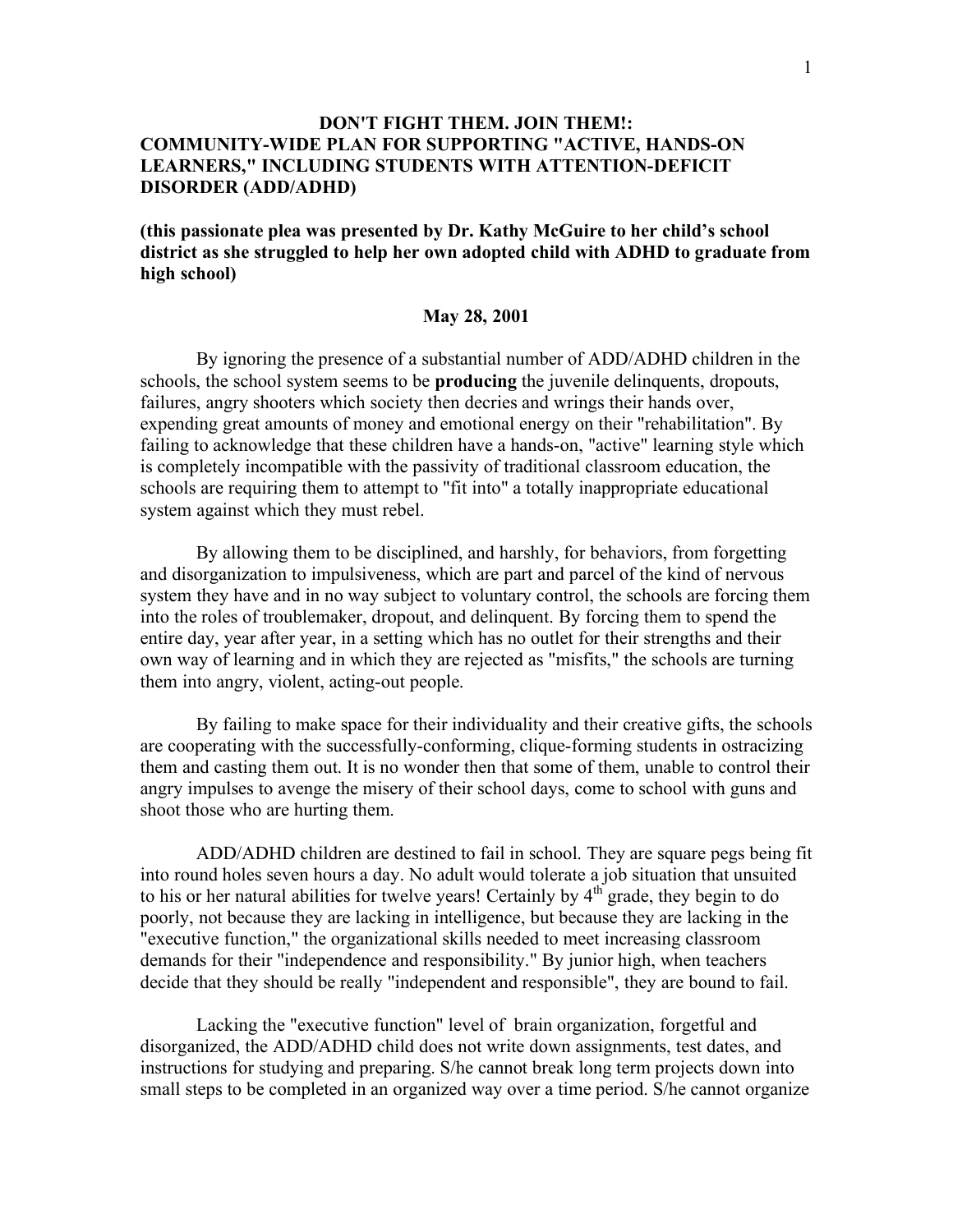# DON'T FIGHT THEM. JOIN THEM!: COMMUNITY-WIDE PLAN FOR SUPPORTING "ACTIVE, HANDS-ON LEARNERS," INCLUDING STUDENTS WITH ATTENTION-DEFICIT DISORDER (ADD/ADHD)

**(this passionate plea was presented by Dr. Kathy McGuire to her child's school district as she struggled to help her own adopted child with ADHD to graduate from high school)**

**May 28, 2001**

By ignoring the presence of a substantial number of ADD/ADHD children in the schools, the school system seems to be **producing** the juvenile delinquents, dropouts, failures, angry shooters which society then decries and wrings their hands over, expending great amounts of money and emotional energy on their "rehabilitation". By failing to acknowledge that these children have a hands-on, "active" learning style which is completely incompatible with the passivity of traditional classroom education, the schools are requiring them to attempt to "fit into" a totally inappropriate educational system against which they must rebel.

By allowing them to be disciplined, and harshly, for behaviors, from forgetting and disorganization to impulsiveness, which are part and parcel of the kind of nervous system they have and in no way subject to voluntary control, the schools are forcing them into the roles of troublemaker, dropout, and delinquent. By forcing them to spend the entire day, year after year, in a setting which has no outlet for their strengths and their own way of learning and in which they are rejected as "misfits," the schools are turning them into angry, violent, acting-out people.

By failing to make space for their individuality and their creative gifts, the schools are cooperating with the successfully-conforming, clique-forming students in ostracizing them and casting them out. It is no wonder then that some of them, unable to control their angry impulses to avenge the misery of their school days, come to school with guns and shoot those who are hurting them.

ADD/ADHD children are destined to fail in school. They are square pegs being fit into round holes seven hours a day. No adult would tolerate a job situation that unsuited to his or her natural abilities for twelve years! Certainly by 4th grade, they begin to do poorly, not because they are lacking in intelligence, but because they are lacking in the "executive function," the organizational skills needed to meet increasing classroom demands for their "independence and responsibility." By junior high, when teachers decide that they should be really "independent and responsible", they are bound to fail.

Lacking the "executive function" level of brain organization, forgetful and disorganized, the ADD/ADHD child does not write down assignments, test dates, and instructions for studying and preparing. S/he cannot break long term projects down into small steps to be completed in an organized way over a time period. S/he cannot organize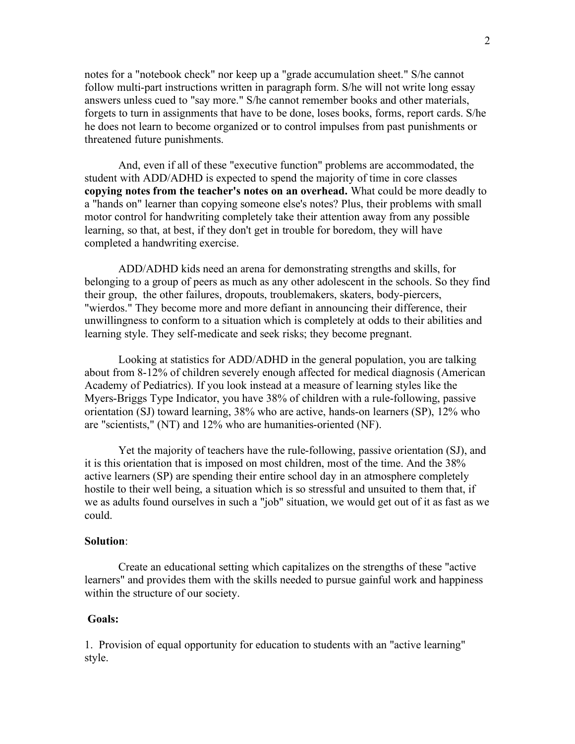notes for a "notebook check" nor keep up a "grade accumulation sheet." S/he cannot follow multi-part instructions written in paragraph form. S/he will not write long essay answers unless cued to "say more." S/he cannot remember books and other materials, forgets to turn in assignments that have to be done, loses books, forms, report cards. S/he he does not learn to become organized or to control impulses from past punishments or threatened future punishments.

And, even if all of these "executive function" problems are accommodated, the student with ADD/ADHD is expected to spend the majority of time in core classes **copying notes from the teacher's notes on an overhead.** What could be more deadly to a "hands on" learner than copying someone else's notes? Plus, their problems with small motor control for handwriting completely take their attention away from any possible learning, so that, at best, if they don't get in trouble for boredom, they will have completed a handwriting exercise.

ADD/ADHD kids need an arena for demonstrating strengths and skills, for belonging to a group of peers as much as any other adolescent in the schools. So they find their group, the other failures, dropouts, troublemakers, skaters, body-piercers, "wierdos." They become more and more defiant in announcing their difference, their unwillingness to conform to a situation which is completely at odds to their abilities and learning style. They self-medicate and seek risks; they become pregnant.

Looking at statistics for ADD/ADHD in the general population, you are talking about from 8-12% of children severely enough affected for medical diagnosis (American Academy of Pediatrics). If you look instead at a measure of learning styles like the Myers-Briggs Type Indicator, you have 38% of children with a rule-following, passive orientation (SJ) toward learning, 38% who are active, hands-on learners (SP), 12% who are "scientists," (NT) and 12% who are humanities-oriented (NF).

Yet the majority of teachers have the rule-following, passive orientation (SJ), and it is this orientation that is imposed on most children, most of the time. And the 38% active learners (SP) are spending their entire school day in an atmosphere completely hostile to their well being, a situation which is so stressful and unsuited to them that, if we as adults found ourselves in such a "job" situation, we would get out of it as fast as we could.

**Solution**:

Create an educational setting which capitalizes on the strengths of these "active learners" and provides them with the skills needed to pursue gainful work and happiness within the structure of our society.

**Goals:**

1. Provision of equal opportunity for education to students with an "active learning" style.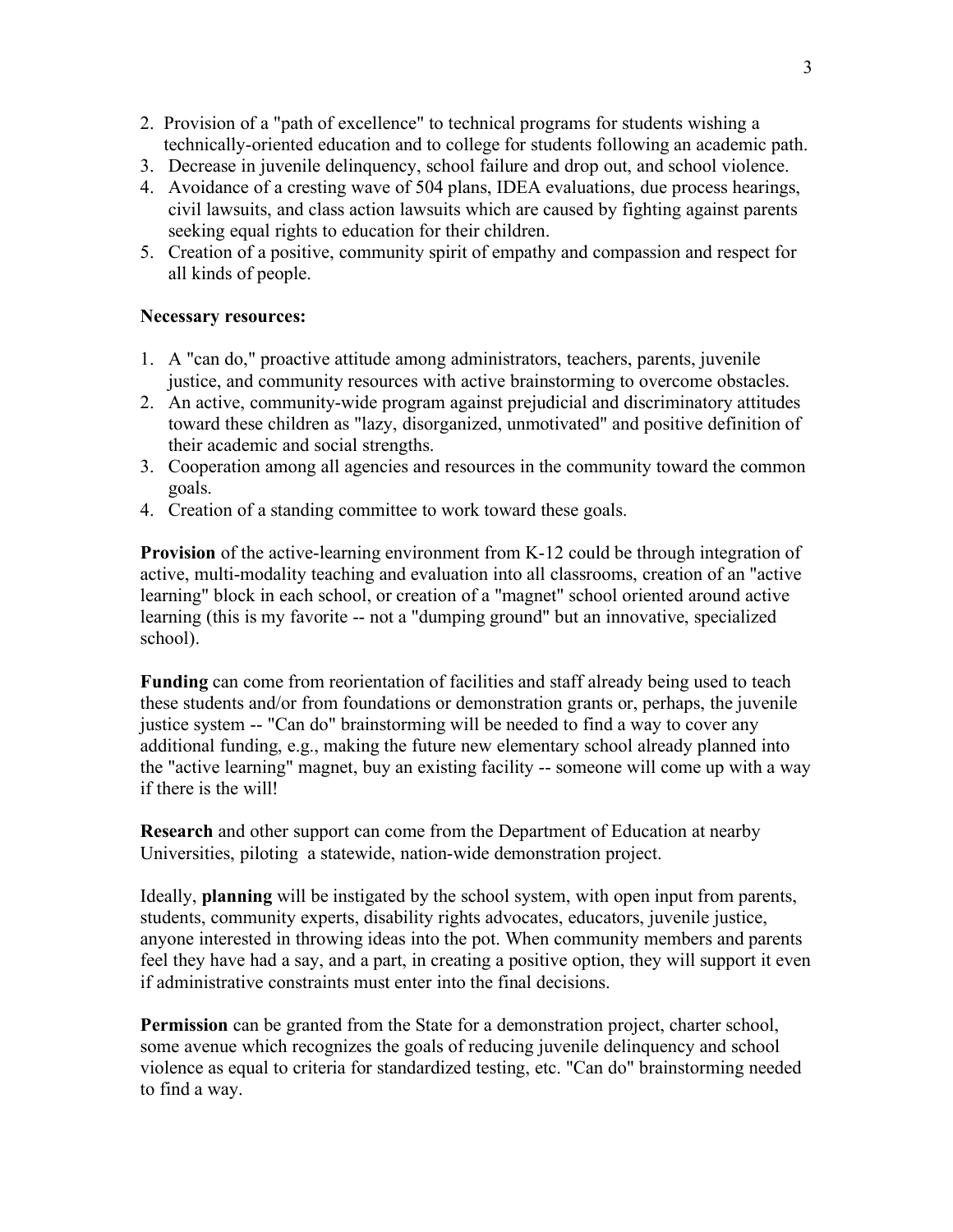2. Provision of a "path of excellence" to technical programs for students wishing a technically-oriented education and to college for students following an academic path.
3. Decrease in juvenile delinquency, school failure and drop out, and school violence.
4. Avoidance of a cresting wave of 504 plans, IDEA evaluations, due process hearings, civil lawsuits, and class action lawsuits which are caused by fighting against parents seeking equal rights to education for their children.
5. Creation of a positive, community spirit of empathy and compassion and respect for all kinds of people.

**Necessary resources:**

1. A "can do," proactive attitude among administrators, teachers, parents, juvenile justice, and community resources with active brainstorming to overcome obstacles.
2. An active, community-wide program against prejudicial and discriminatory attitudes toward these children as "lazy, disorganized, unmotivated" and positive definition of their academic and social strengths.
3. Cooperation among all agencies and resources in the community toward the common goals.
4. Creation of a standing committee to work toward these goals.

**Provision** of the active-learning environment from K-12 could be through integration of active, multi-modality teaching and evaluation into all classrooms, creation of an "active learning" block in each school, or creation of a "magnet" school oriented around active learning (this is my favorite -- not a "dumping ground" but an innovative, specialized school).

**Funding** can come from reorientation of facilities and staff already being used to teach these students and/or from foundations or demonstration grants or, perhaps, the juvenile justice system -- "Can do" brainstorming will be needed to find a way to cover any additional funding, e.g., making the future new elementary school already planned into the "active learning" magnet, buy an existing facility -- someone will come up with a way if there is the will!

**Research** and other support can come from the Department of Education at nearby Universities, piloting a statewide, nation-wide demonstration project.

Ideally, **planning** will be instigated by the school system, with open input from parents, students, community experts, disability rights advocates, educators, juvenile justice, anyone interested in throwing ideas into the pot. When community members and parents feel they have had a say, and a part, in creating a positive option, they will support it even if administrative constraints must enter into the final decisions.

**Permission** can be granted from the State for a demonstration project, charter school, some avenue which recognizes the goals of reducing juvenile delinquency and school violence as equal to criteria for standardized testing, etc. "Can do" brainstorming needed to find a way.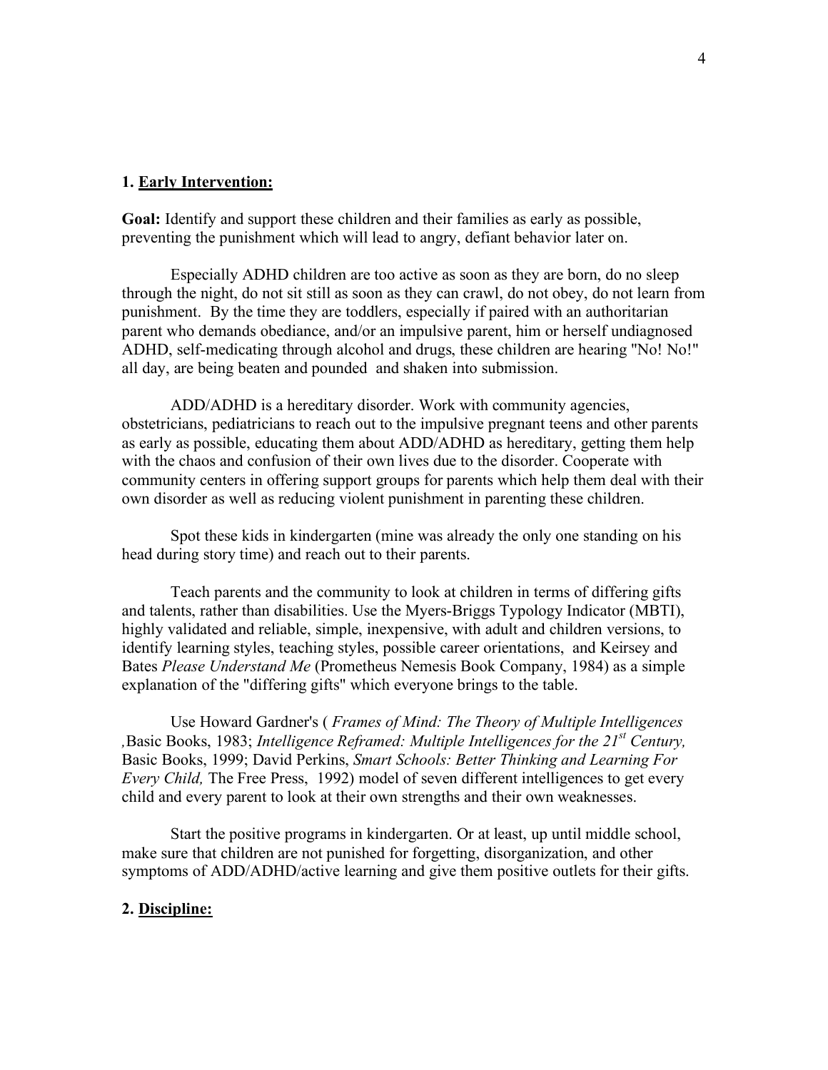### 1. <u>Early Intervention:</u>

**Goal:** Identify and support these children and their families as early as possible, preventing the punishment which will lead to angry, defiant behavior later on.

Especially ADHD children are too active as soon as they are born, do no sleep through the night, do not sit still as soon as they can crawl, do not obey, do not learn from punishment. By the time they are toddlers, especially if paired with an authoritarian parent who demands obediance, and/or an impulsive parent, him or herself undiagnosed ADHD, self-medicating through alcohol and drugs, these children are hearing "No! No!" all day, are being beaten and pounded and shaken into submission.

ADD/ADHD is a hereditary disorder. Work with community agencies, obstetricians, pediatricians to reach out to the impulsive pregnant teens and other parents as early as possible, educating them about ADD/ADHD as hereditary, getting them help with the chaos and confusion of their own lives due to the disorder. Cooperate with community centers in offering support groups for parents which help them deal with their own disorder as well as reducing violent punishment in parenting these children.

Spot these kids in kindergarten (mine was already the only one standing on his head during story time) and reach out to their parents.

Teach parents and the community to look at children in terms of differing gifts and talents, rather than disabilities. Use the Myers-Briggs Typology Indicator (MBTI), highly validated and reliable, simple, inexpensive, with adult and children versions, to identify learning styles, teaching styles, possible career orientations, and Keirsey and Bates *Please Understand Me* (Prometheus Nemesis Book Company, 1984) as a simple explanation of the "differing gifts" which everyone brings to the table.

Use Howard Gardner's ( *Frames of Mind: The Theory of Multiple Intelligences* ,Basic Books, 1983; *Intelligence Reframed: Multiple Intelligences for the 21st Century,* Basic Books, 1999; David Perkins, *Smart Schools: Better Thinking and Learning For Every Child,* The Free Press, 1992) model of seven different intelligences to get every child and every parent to look at their own strengths and their own weaknesses.

Start the positive programs in kindergarten. Or at least, up until middle school, make sure that children are not punished for forgetting, disorganization, and other symptoms of ADD/ADHD/active learning and give them positive outlets for their gifts.

### 2. <u>Discipline:</u>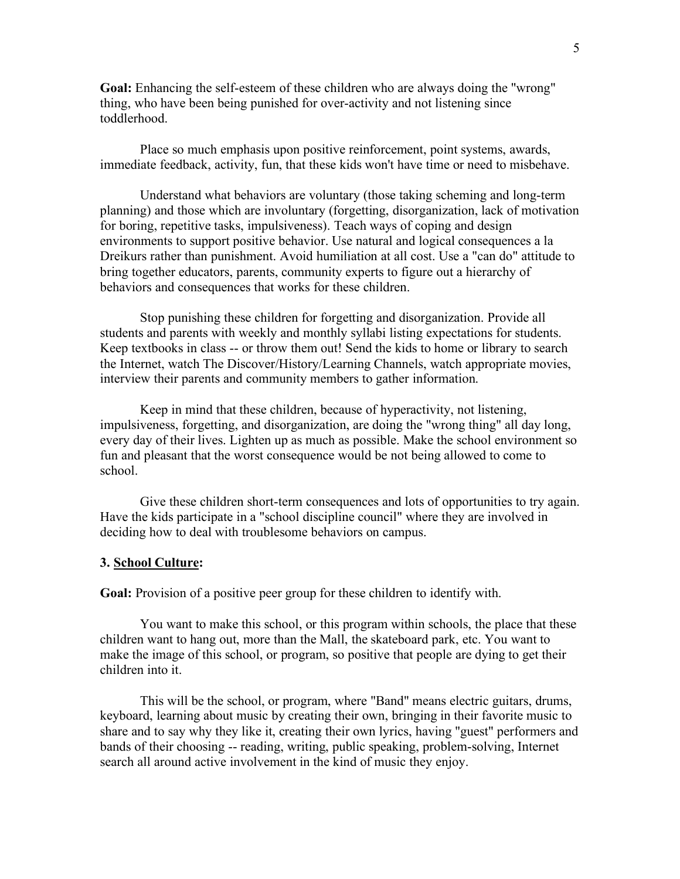**Goal:** Enhancing the self-esteem of these children who are always doing the "wrong" thing, who have been being punished for over-activity and not listening since toddlerhood.

Place so much emphasis upon positive reinforcement, point systems, awards, immediate feedback, activity, fun, that these kids won't have time or need to misbehave.

Understand what behaviors are voluntary (those taking scheming and long-term planning) and those which are involuntary (forgetting, disorganization, lack of motivation for boring, repetitive tasks, impulsiveness). Teach ways of coping and design environments to support positive behavior. Use natural and logical consequences a la Dreikurs rather than punishment. Avoid humiliation at all cost. Use a "can do" attitude to bring together educators, parents, community experts to figure out a hierarchy of behaviors and consequences that works for these children.

Stop punishing these children for forgetting and disorganization. Provide all students and parents with weekly and monthly syllabi listing expectations for students. Keep textbooks in class -- or throw them out! Send the kids to home or library to search the Internet, watch The Discover/History/Learning Channels, watch appropriate movies, interview their parents and community members to gather information.

Keep in mind that these children, because of hyperactivity, not listening, impulsiveness, forgetting, and disorganization, are doing the "wrong thing" all day long, every day of their lives. Lighten up as much as possible. Make the school environment so fun and pleasant that the worst consequence would be not being allowed to come to school.

Give these children short-term consequences and lots of opportunities to try again. Have the kids participate in a "school discipline council" where they are involved in deciding how to deal with troublesome behaviors on campus.

### 3. School Culture:

**Goal:** Provision of a positive peer group for these children to identify with.

You want to make this school, or this program within schools, the place that these children want to hang out, more than the Mall, the skateboard park, etc. You want to make the image of this school, or program, so positive that people are dying to get their children into it.

This will be the school, or program, where "Band" means electric guitars, drums, keyboard, learning about music by creating their own, bringing in their favorite music to share and to say why they like it, creating their own lyrics, having "guest" performers and bands of their choosing -- reading, writing, public speaking, problem-solving, Internet search all around active involvement in the kind of music they enjoy.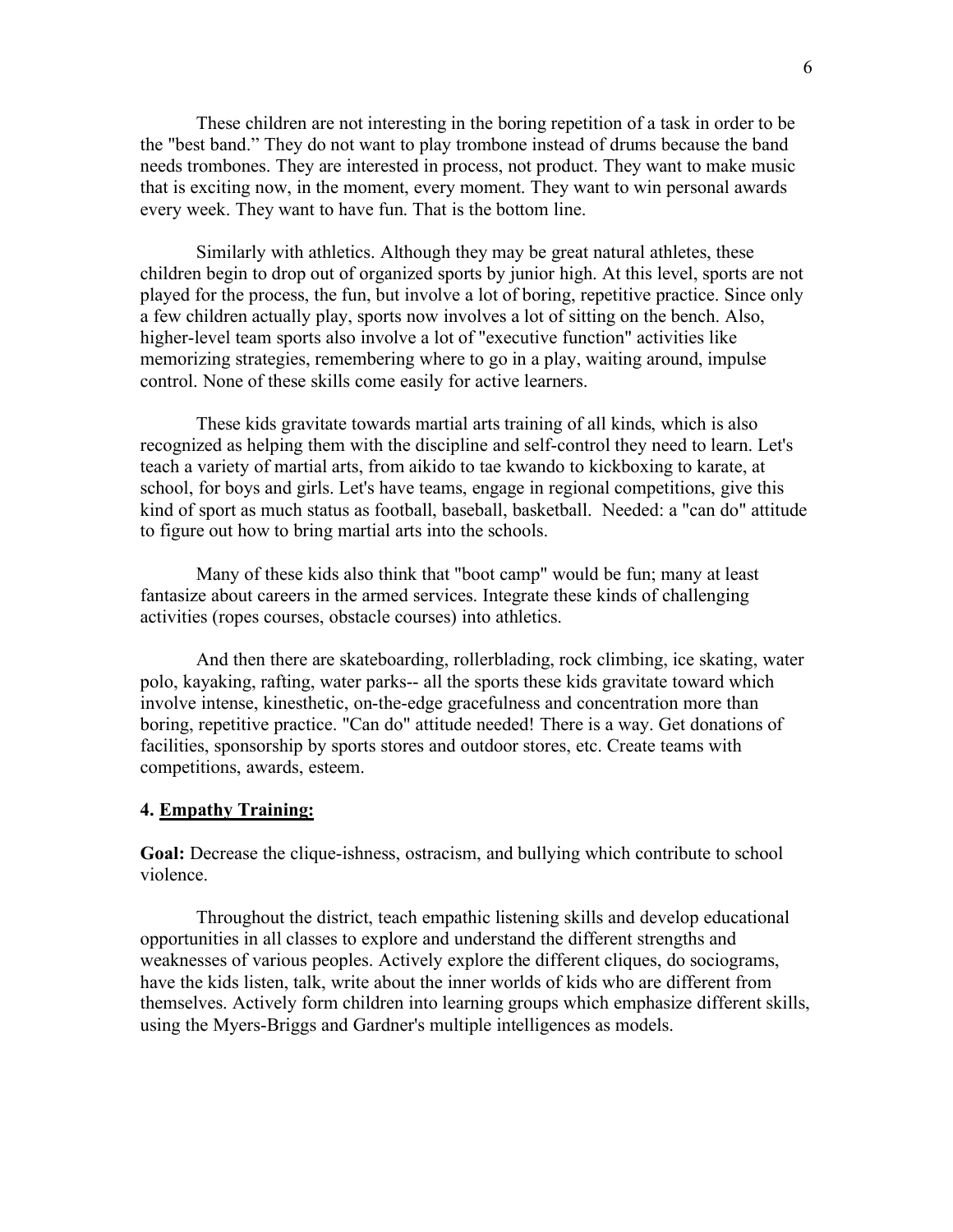These children are not interesting in the boring repetition of a task in order to be the "best band." They do not want to play trombone instead of drums because the band needs trombones. They are interested in process, not product. They want to make music that is exciting now, in the moment, every moment. They want to win personal awards every week. They want to have fun. That is the bottom line.

Similarly with athletics. Although they may be great natural athletes, these children begin to drop out of organized sports by junior high. At this level, sports are not played for the process, the fun, but involve a lot of boring, repetitive practice. Since only a few children actually play, sports now involves a lot of sitting on the bench. Also, higher-level team sports also involve a lot of "executive function" activities like memorizing strategies, remembering where to go in a play, waiting around, impulse control. None of these skills come easily for active learners.

These kids gravitate towards martial arts training of all kinds, which is also recognized as helping them with the discipline and self-control they need to learn. Let's teach a variety of martial arts, from aikido to tae kwando to kickboxing to karate, at school, for boys and girls. Let's have teams, engage in regional competitions, give this kind of sport as much status as football, baseball, basketball. Needed: a "can do" attitude to figure out how to bring martial arts into the schools.

Many of these kids also think that "boot camp" would be fun; many at least fantasize about careers in the armed services. Integrate these kinds of challenging activities (ropes courses, obstacle courses) into athletics.

And then there are skateboarding, rollerblading, rock climbing, ice skating, water polo, kayaking, rafting, water parks-- all the sports these kids gravitate toward which involve intense, kinesthetic, on-the-edge gracefulness and concentration more than boring, repetitive practice. "Can do" attitude needed! There is a way. Get donations of facilities, sponsorship by sports stores and outdoor stores, etc. Create teams with competitions, awards, esteem.

### 4. <u>Empathy Training:</u>

**Goal:** Decrease the clique-ishness, ostracism, and bullying which contribute to school violence.

Throughout the district, teach empathic listening skills and develop educational opportunities in all classes to explore and understand the different strengths and weaknesses of various peoples. Actively explore the different cliques, do sociograms, have the kids listen, talk, write about the inner worlds of kids who are different from themselves. Actively form children into learning groups which emphasize different skills, using the Myers-Briggs and Gardner's multiple intelligences as models.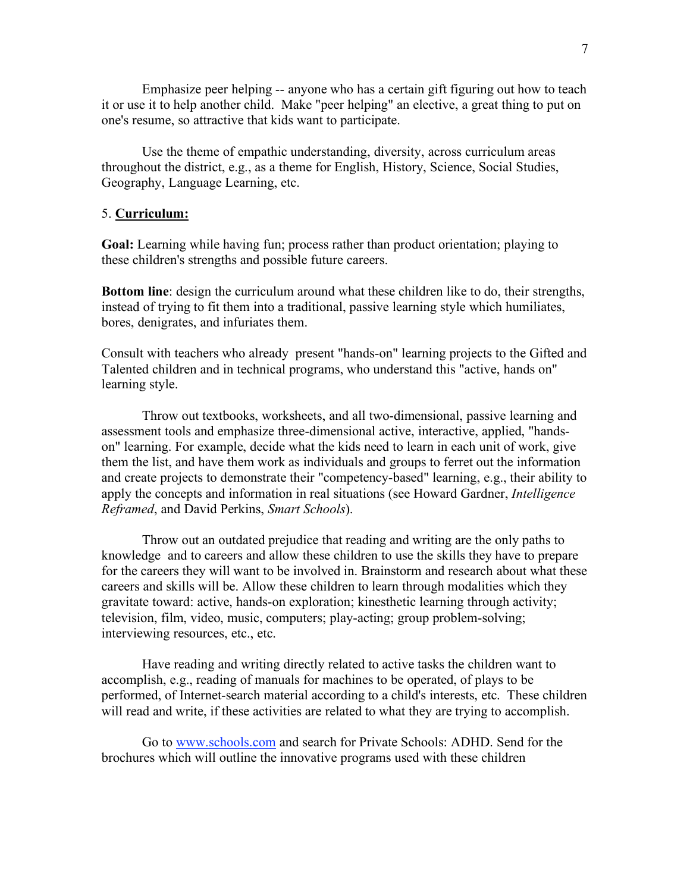Emphasize peer helping -- anyone who has a certain gift figuring out how to teach it or use it to help another child. Make "peer helping" an elective, a great thing to put on one's resume, so attractive that kids want to participate.

Use the theme of empathic understanding, diversity, across curriculum areas throughout the district, e.g., as a theme for English, History, Science, Social Studies, Geography, Language Learning, etc.

5. **Curriculum:**

**Goal:** Learning while having fun; process rather than product orientation; playing to these children's strengths and possible future careers.

**Bottom line**: design the curriculum around what these children like to do, their strengths, instead of trying to fit them into a traditional, passive learning style which humiliates, bores, denigrates, and infuriates them.

Consult with teachers who already present "hands-on" learning projects to the Gifted and Talented children and in technical programs, who understand this "active, hands on" learning style.

Throw out textbooks, worksheets, and all two-dimensional, passive learning and assessment tools and emphasize three-dimensional active, interactive, applied, "hands-on" learning. For example, decide what the kids need to learn in each unit of work, give them the list, and have them work as individuals and groups to ferret out the information and create projects to demonstrate their "competency-based" learning, e.g., their ability to apply the concepts and information in real situations (see Howard Gardner, *Intelligence Reframed*, and David Perkins, *Smart Schools*).

Throw out an outdated prejudice that reading and writing are the only paths to knowledge and to careers and allow these children to use the skills they have to prepare for the careers they will want to be involved in. Brainstorm and research about what these careers and skills will be. Allow these children to learn through modalities which they gravitate toward: active, hands-on exploration; kinesthetic learning through activity; television, film, video, music, computers; play-acting; group problem-solving; interviewing resources, etc., etc.

Have reading and writing directly related to active tasks the children want to accomplish, e.g., reading of manuals for machines to be operated, of plays to be performed, of Internet-search material according to a child's interests, etc. These children will read and write, if these activities are related to what they are trying to accomplish.

Go to [www.schools.com](http://www.schools.com) and search for Private Schools: ADHD. Send for the brochures which will outline the innovative programs used with these children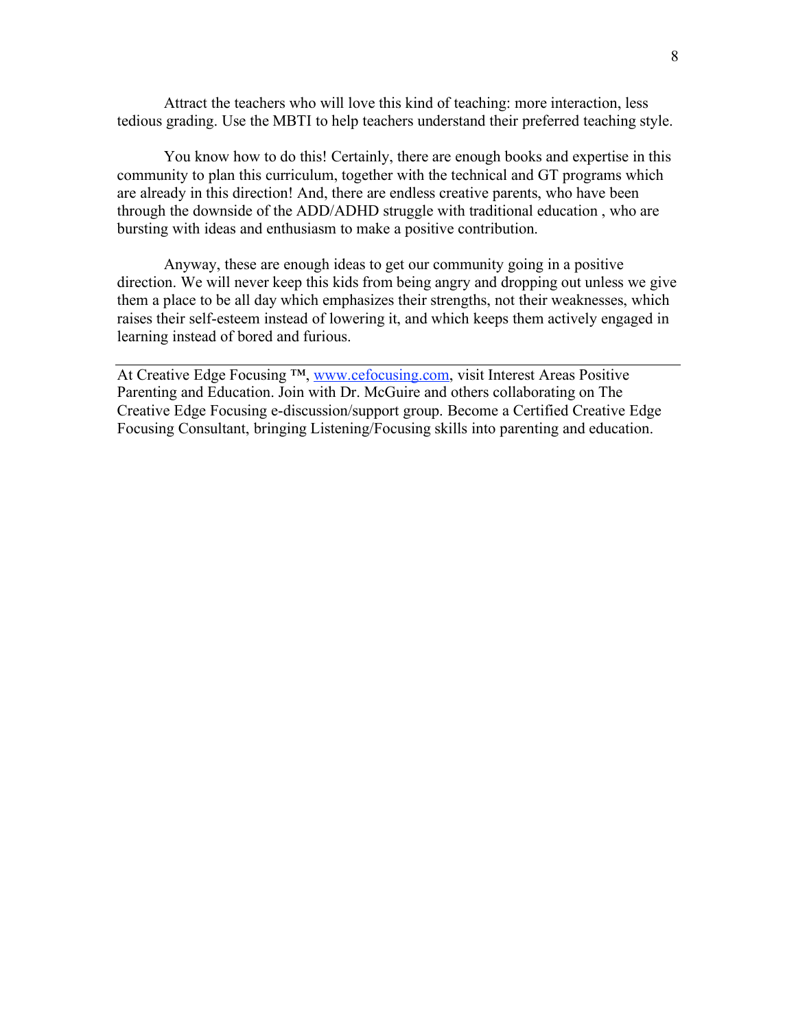Attract the teachers who will love this kind of teaching: more interaction, less tedious grading. Use the MBTI to help teachers understand their preferred teaching style.

You know how to do this! Certainly, there are enough books and expertise in this community to plan this curriculum, together with the technical and GT programs which are already in this direction! And, there are endless creative parents, who have been through the downside of the ADD/ADHD struggle with traditional education , who are bursting with ideas and enthusiasm to make a positive contribution.

Anyway, these are enough ideas to get our community going in a positive direction. We will never keep this kids from being angry and dropping out unless we give them a place to be all day which emphasizes their strengths, not their weaknesses, which raises their self-esteem instead of lowering it, and which keeps them actively engaged in learning instead of bored and furious.

---

At Creative Edge Focusing ™, [www.cefocusing.com](http://www.cefocusing.com), visit Interest Areas Positive Parenting and Education. Join with Dr. McGuire and others collaborating on The Creative Edge Focusing e-discussion/support group. Become a Certified Creative Edge Focusing Consultant, bringing Listening/Focusing skills into parenting and education.